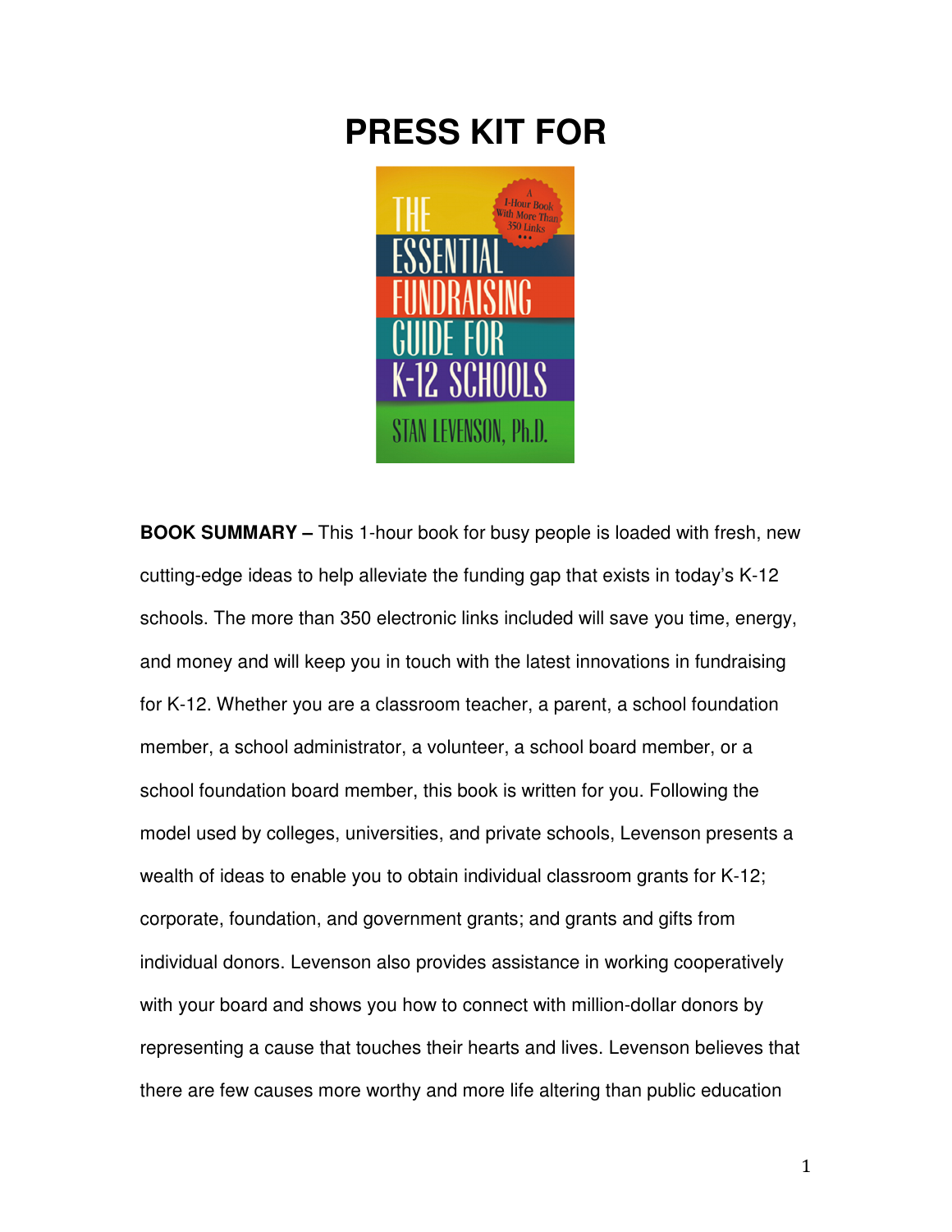# PRESS KIT FOR

**BOOK SUMMARY –** This 1-hour book for busy people is loaded with fresh, new cutting-edge ideas to help alleviate the funding gap that exists in today's K-12 schools. The more than 350 electronic links included will save you time, energy, and money and will keep you in touch with the latest innovations in fundraising for K-12. Whether you are a classroom teacher, a parent, a school foundation member, a school administrator, a volunteer, a school board member, or a school foundation board member, this book is written for you. Following the model used by colleges, universities, and private schools, Levenson presents a wealth of ideas to enable you to obtain individual classroom grants for K-12; corporate, foundation, and government grants; and grants and gifts from individual donors. Levenson also provides assistance in working cooperatively with your board and shows you how to connect with million-dollar donors by representing a cause that touches their hearts and lives. Levenson believes that there are few causes more worthy and more life altering than public education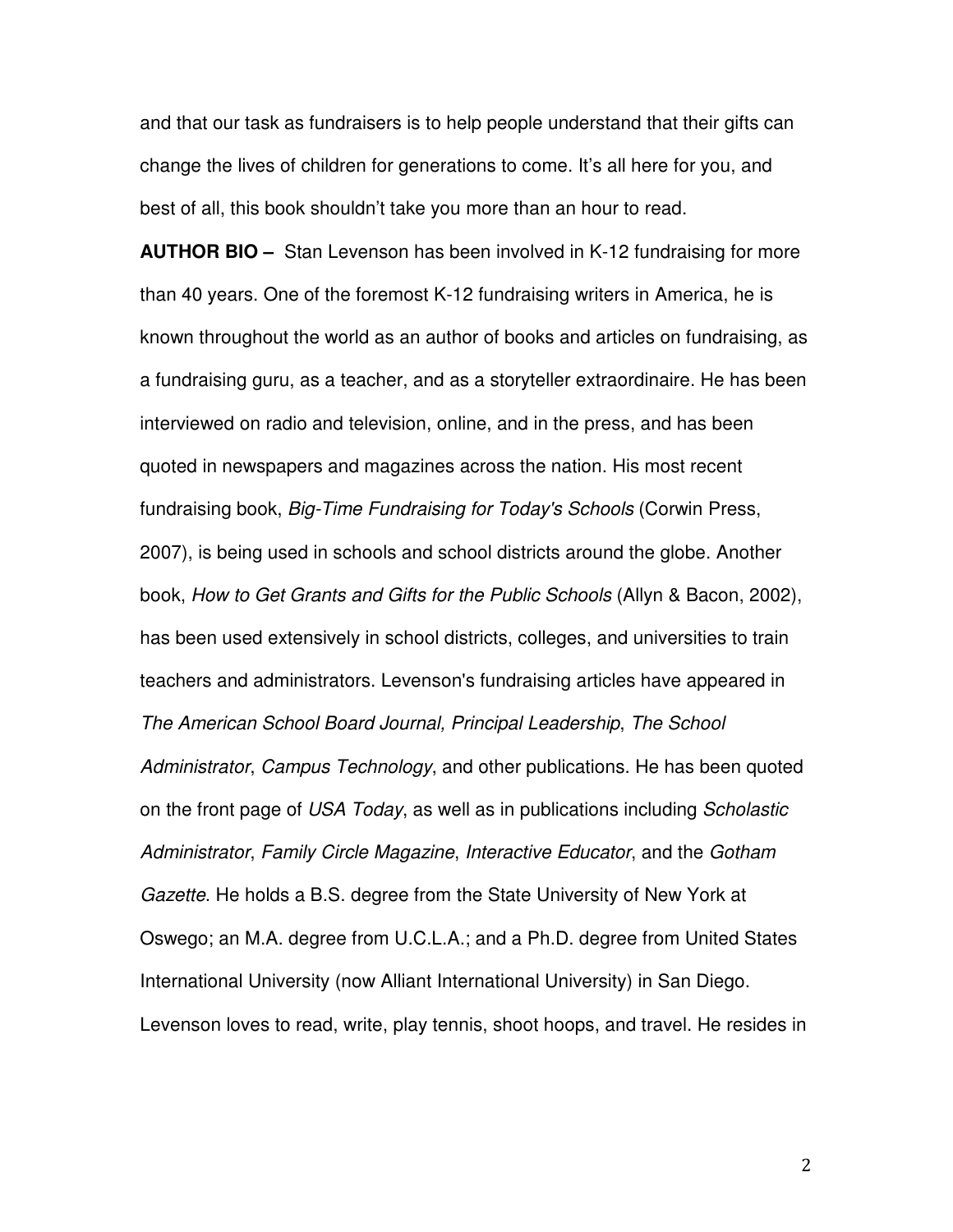and that our task as fundraisers is to help people understand that their gifts can change the lives of children for generations to come. It's all here for you, and best of all, this book shouldn't take you more than an hour to read.

**AUTHOR BIO –** Stan Levenson has been involved in K-12 fundraising for more than 40 years. One of the foremost K-12 fundraising writers in America, he is known throughout the world as an author of books and articles on fundraising, as a fundraising guru, as a teacher, and as a storyteller extraordinaire. He has been interviewed on radio and television, online, and in the press, and has been quoted in newspapers and magazines across the nation. His most recent fundraising book, *Big-Time Fundraising for Today's Schools* (Corwin Press, 2007), is being used in schools and school districts around the globe. Another book, *How to Get Grants and Gifts for the Public Schools* (Allyn & Bacon, 2002), has been used extensively in school districts, colleges, and universities to train teachers and administrators. Levenson's fundraising articles have appeared in *The American School Board Journal, Principal Leadership*, *The School Administrator*, *Campus Technology*, and other publications. He has been quoted on the front page of *USA Today*, as well as in publications including *Scholastic Administrator*, *Family Circle Magazine*, *Interactive Educator*, and the *Gotham Gazette*. He holds a B.S. degree from the State University of New York at Oswego; an M.A. degree from U.C.L.A.; and a Ph.D. degree from United States International University (now Alliant International University) in San Diego. Levenson loves to read, write, play tennis, shoot hoops, and travel. He resides in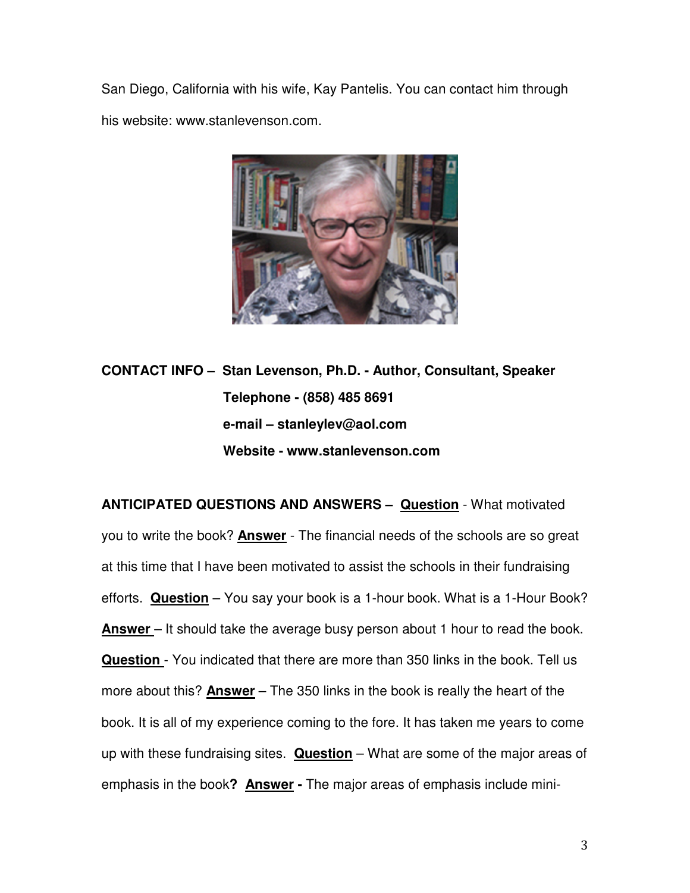San Diego, California with his wife, Kay Pantelis. You can contact him through his website: www.stanlevenson.com.

**CONTACT INFO – Stan Levenson, Ph.D. - Author, Consultant, Speaker**
**Telephone - (858) 485 8691**
**e-mail – stanleylev@aol.com**
**Website - www.stanlevenson.com**

**ANTICIPATED QUESTIONS AND ANSWERS –** **Question** - What motivated you to write the book? **Answer** - The financial needs of the schools are so great at this time that I have been motivated to assist the schools in their fundraising efforts. **Question** – You say your book is a 1-hour book. What is a 1-Hour Book? **Answer** – It should take the average busy person about 1 hour to read the book. **Question** - You indicated that there are more than 350 links in the book. Tell us more about this? **Answer** – The 350 links in the book is really the heart of the book. It is all of my experience coming to the fore. It has taken me years to come up with these fundraising sites. **Question** – What are some of the major areas of emphasis in the book**?** **Answer -** The major areas of emphasis include mini-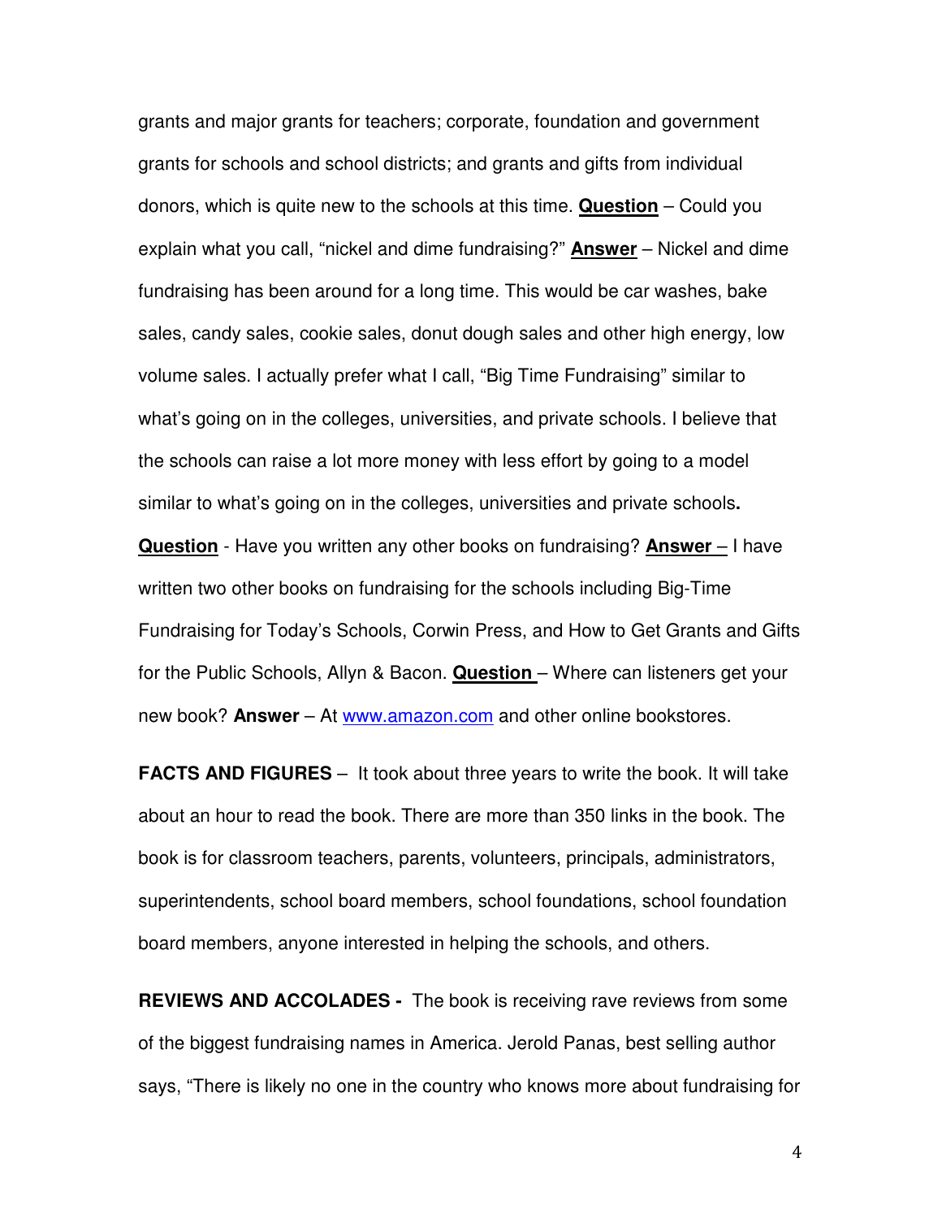grants and major grants for teachers; corporate, foundation and government grants for schools and school districts; and grants and gifts from individual donors, which is quite new to the schools at this time. **Question** – Could you explain what you call, "nickel and dime fundraising?" **Answer** – Nickel and dime fundraising has been around for a long time. This would be car washes, bake sales, candy sales, cookie sales, donut dough sales and other high energy, low volume sales. I actually prefer what I call, "Big Time Fundraising" similar to what's going on in the colleges, universities, and private schools. I believe that the schools can raise a lot more money with less effort by going to a model similar to what's going on in the colleges, universities and private schools. **Question** - Have you written any other books on fundraising? **Answer** – I have written two other books on fundraising for the schools including Big-Time Fundraising for Today's Schools, Corwin Press, and How to Get Grants and Gifts for the Public Schools, Allyn & Bacon. **Question** – Where can listeners get your new book? **Answer** – At www.amazon.com and other online bookstores.

**FACTS AND FIGURES** – It took about three years to write the book. It will take about an hour to read the book. There are more than 350 links in the book. The book is for classroom teachers, parents, volunteers, principals, administrators, superintendents, school board members, school foundations, school foundation board members, anyone interested in helping the schools, and others.

**REVIEWS AND ACCOLADES -** The book is receiving rave reviews from some of the biggest fundraising names in America. Jerold Panas, best selling author says, "There is likely no one in the country who knows more about fundraising for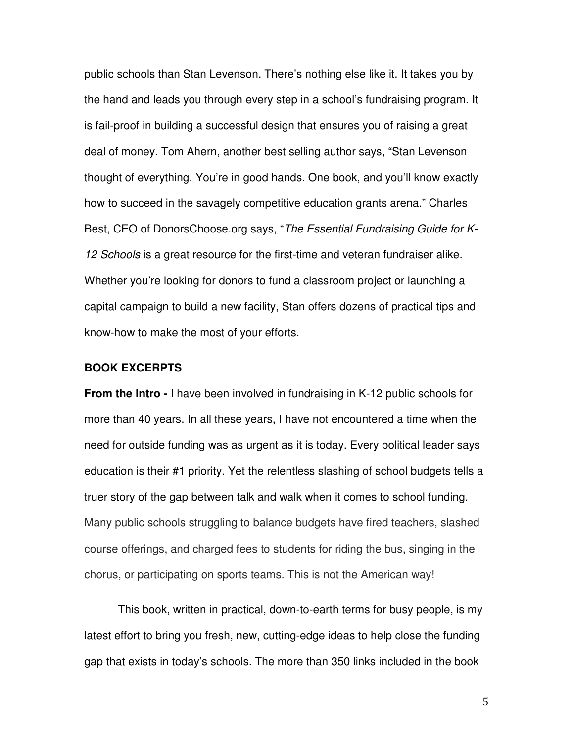public schools than Stan Levenson. There's nothing else like it. It takes you by the hand and leads you through every step in a school's fundraising program. It is fail-proof in building a successful design that ensures you of raising a great deal of money. Tom Ahern, another best selling author says, "Stan Levenson thought of everything. You're in good hands. One book, and you'll know exactly how to succeed in the savagely competitive education grants arena." Charles Best, CEO of DonorsChoose.org says, "*The Essential Fundraising Guide for K-12 Schools* is a great resource for the first-time and veteran fundraiser alike. Whether you're looking for donors to fund a classroom project or launching a capital campaign to build a new facility, Stan offers dozens of practical tips and know-how to make the most of your efforts.

**BOOK EXCERPTS**

**From the Intro -** I have been involved in fundraising in K-12 public schools for more than 40 years. In all these years, I have not encountered a time when the need for outside funding was as urgent as it is today. Every political leader says education is their #1 priority. Yet the relentless slashing of school budgets tells a truer story of the gap between talk and walk when it comes to school funding. Many public schools struggling to balance budgets have fired teachers, slashed course offerings, and charged fees to students for riding the bus, singing in the chorus, or participating on sports teams. This is not the American way!

This book, written in practical, down-to-earth terms for busy people, is my latest effort to bring you fresh, new, cutting-edge ideas to help close the funding gap that exists in today's schools. The more than 350 links included in the book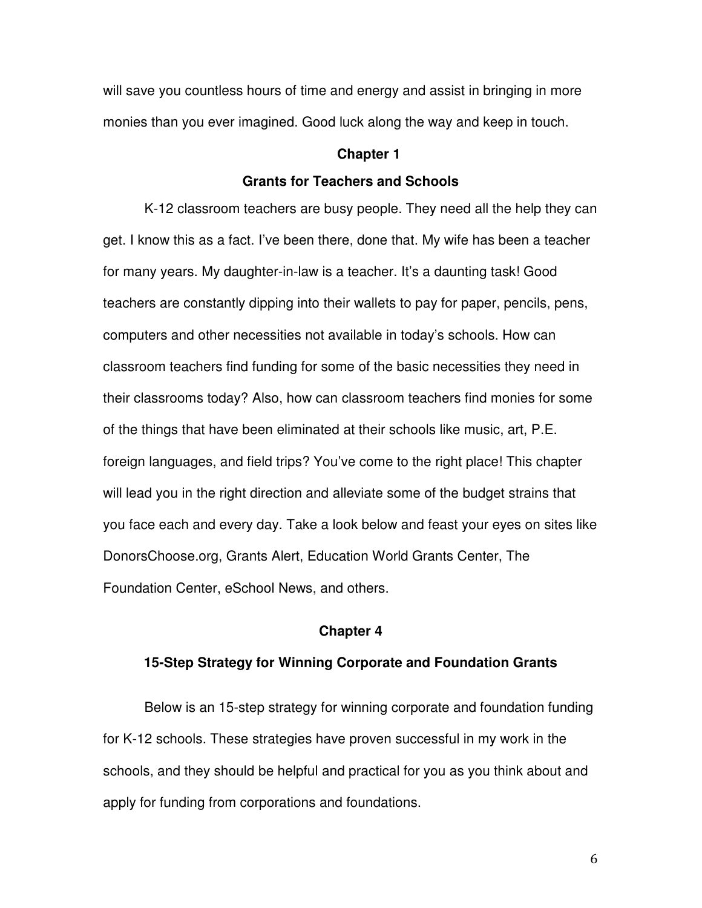will save you countless hours of time and energy and assist in bringing in more monies than you ever imagined. Good luck along the way and keep in touch.

## Chapter 1

## Grants for Teachers and Schools

K-12 classroom teachers are busy people. They need all the help they can get. I know this as a fact. I've been there, done that. My wife has been a teacher for many years. My daughter-in-law is a teacher. It's a daunting task! Good teachers are constantly dipping into their wallets to pay for paper, pencils, pens, computers and other necessities not available in today's schools. How can classroom teachers find funding for some of the basic necessities they need in their classrooms today? Also, how can classroom teachers find monies for some of the things that have been eliminated at their schools like music, art, P.E. foreign languages, and field trips? You've come to the right place! This chapter will lead you in the right direction and alleviate some of the budget strains that you face each and every day. Take a look below and feast your eyes on sites like DonorsChoose.org, Grants Alert, Education World Grants Center, The Foundation Center, eSchool News, and others.

## Chapter 4

## 15-Step Strategy for Winning Corporate and Foundation Grants

Below is an 15-step strategy for winning corporate and foundation funding for K-12 schools. These strategies have proven successful in my work in the schools, and they should be helpful and practical for you as you think about and apply for funding from corporations and foundations.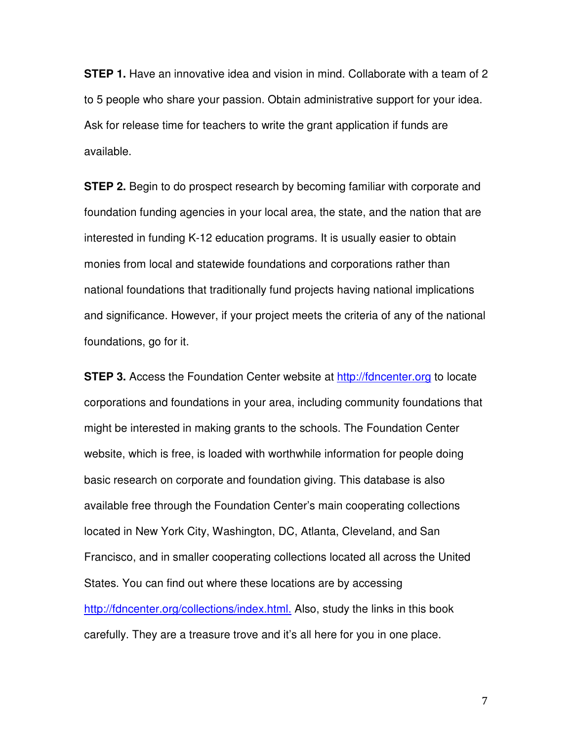**STEP 1.** Have an innovative idea and vision in mind. Collaborate with a team of 2 to 5 people who share your passion. Obtain administrative support for your idea. Ask for release time for teachers to write the grant application if funds are available.

**STEP 2.** Begin to do prospect research by becoming familiar with corporate and foundation funding agencies in your local area, the state, and the nation that are interested in funding K-12 education programs. It is usually easier to obtain monies from local and statewide foundations and corporations rather than national foundations that traditionally fund projects having national implications and significance. However, if your project meets the criteria of any of the national foundations, go for it.

**STEP 3.** Access the Foundation Center website at http://fdncenter.org to locate corporations and foundations in your area, including community foundations that might be interested in making grants to the schools. The Foundation Center website, which is free, is loaded with worthwhile information for people doing basic research on corporate and foundation giving. This database is also available free through the Foundation Center's main cooperating collections located in New York City, Washington, DC, Atlanta, Cleveland, and San Francisco, and in smaller cooperating collections located all across the United States. You can find out where these locations are by accessing http://fdncenter.org/collections/index.html. Also, study the links in this book carefully. They are a treasure trove and it's all here for you in one place.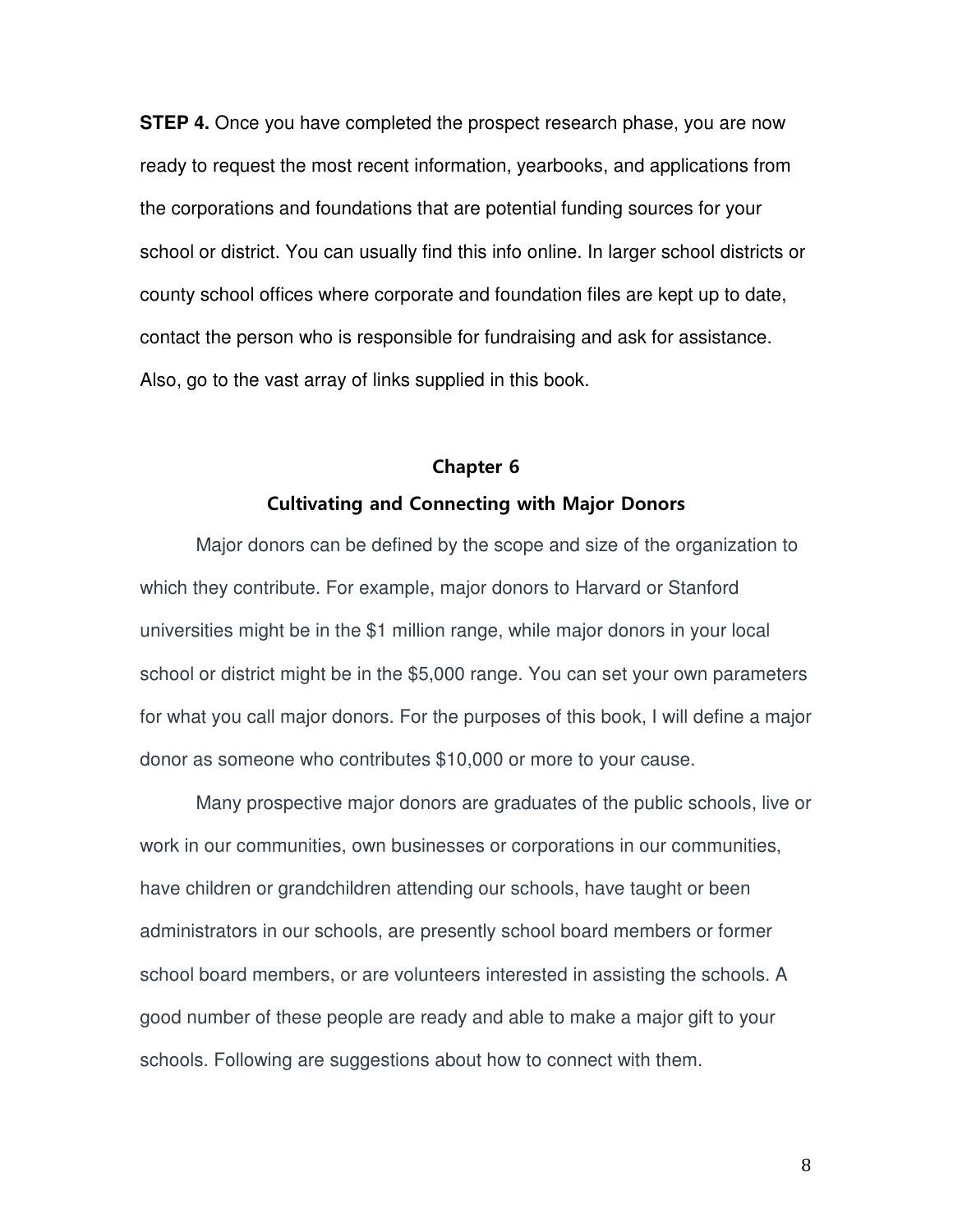**STEP 4.** Once you have completed the prospect research phase, you are now ready to request the most recent information, yearbooks, and applications from the corporations and foundations that are potential funding sources for your school or district. You can usually find this info online. In larger school districts or county school offices where corporate and foundation files are kept up to date, contact the person who is responsible for fundraising and ask for assistance. Also, go to the vast array of links supplied in this book.

## Chapter 6

## Cultivating and Connecting with Major Donors

Major donors can be defined by the scope and size of the organization to which they contribute. For example, major donors to Harvard or Stanford universities might be in the $1 million range, while major donors in your local school or district might be in the $5,000 range. You can set your own parameters for what you call major donors. For the purposes of this book, I will define a major donor as someone who contributes $10,000 or more to your cause.

Many prospective major donors are graduates of the public schools, live or work in our communities, own businesses or corporations in our communities, have children or grandchildren attending our schools, have taught or been administrators in our schools, are presently school board members or former school board members, or are volunteers interested in assisting the schools. A good number of these people are ready and able to make a major gift to your schools. Following are suggestions about how to connect with them.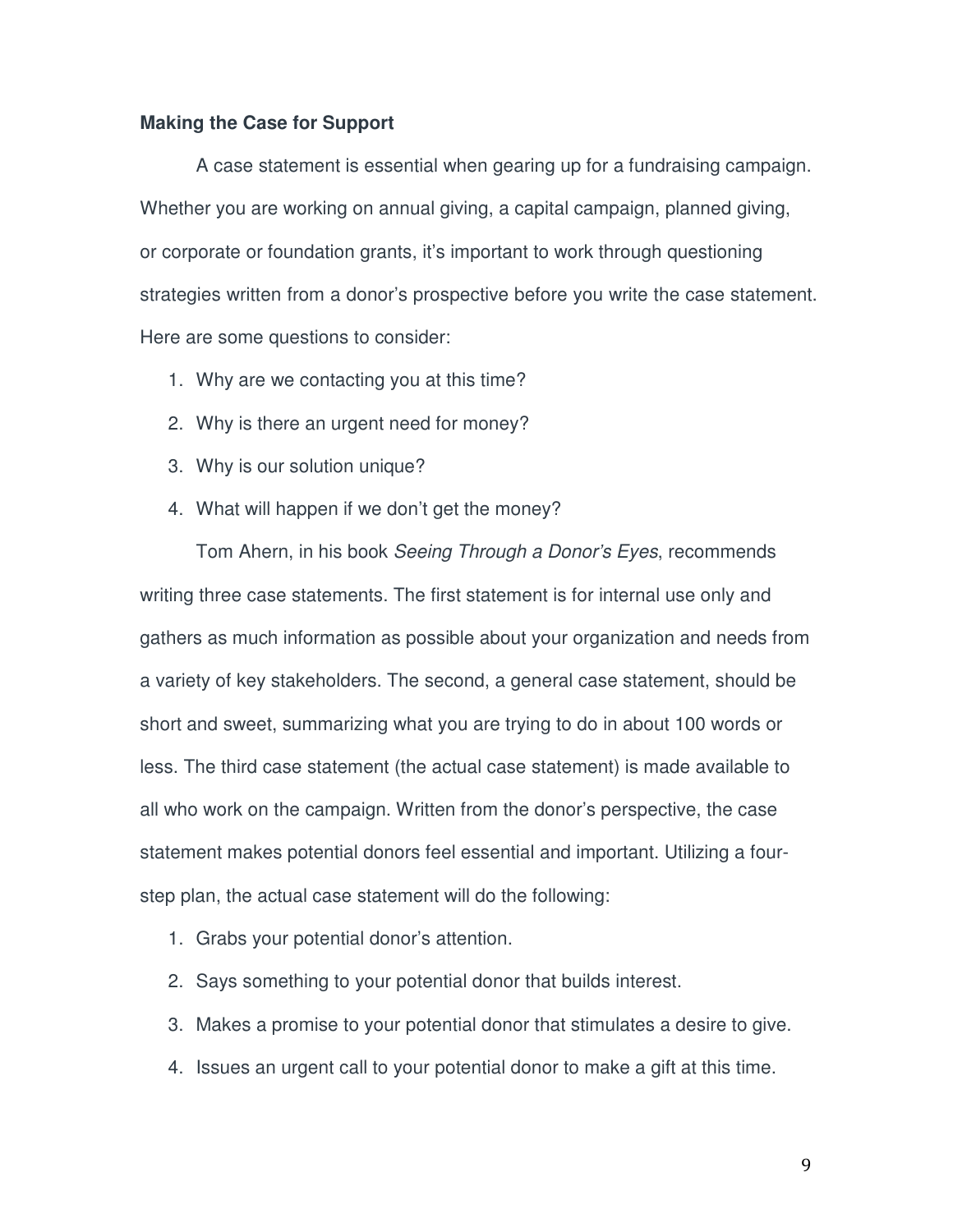**Making the Case for Support**

A case statement is essential when gearing up for a fundraising campaign. Whether you are working on annual giving, a capital campaign, planned giving, or corporate or foundation grants, it's important to work through questioning strategies written from a donor's prospective before you write the case statement. Here are some questions to consider:

1. Why are we contacting you at this time?
2. Why is there an urgent need for money?
3. Why is our solution unique?
4. What will happen if we don't get the money?

Tom Ahern, in his book *Seeing Through a Donor's Eyes*, recommends writing three case statements. The first statement is for internal use only and gathers as much information as possible about your organization and needs from a variety of key stakeholders. The second, a general case statement, should be short and sweet, summarizing what you are trying to do in about 100 words or less. The third case statement (the actual case statement) is made available to all who work on the campaign. Written from the donor's perspective, the case statement makes potential donors feel essential and important. Utilizing a four-step plan, the actual case statement will do the following:

1. Grabs your potential donor's attention.
2. Says something to your potential donor that builds interest.
3. Makes a promise to your potential donor that stimulates a desire to give.
4. Issues an urgent call to your potential donor to make a gift at this time.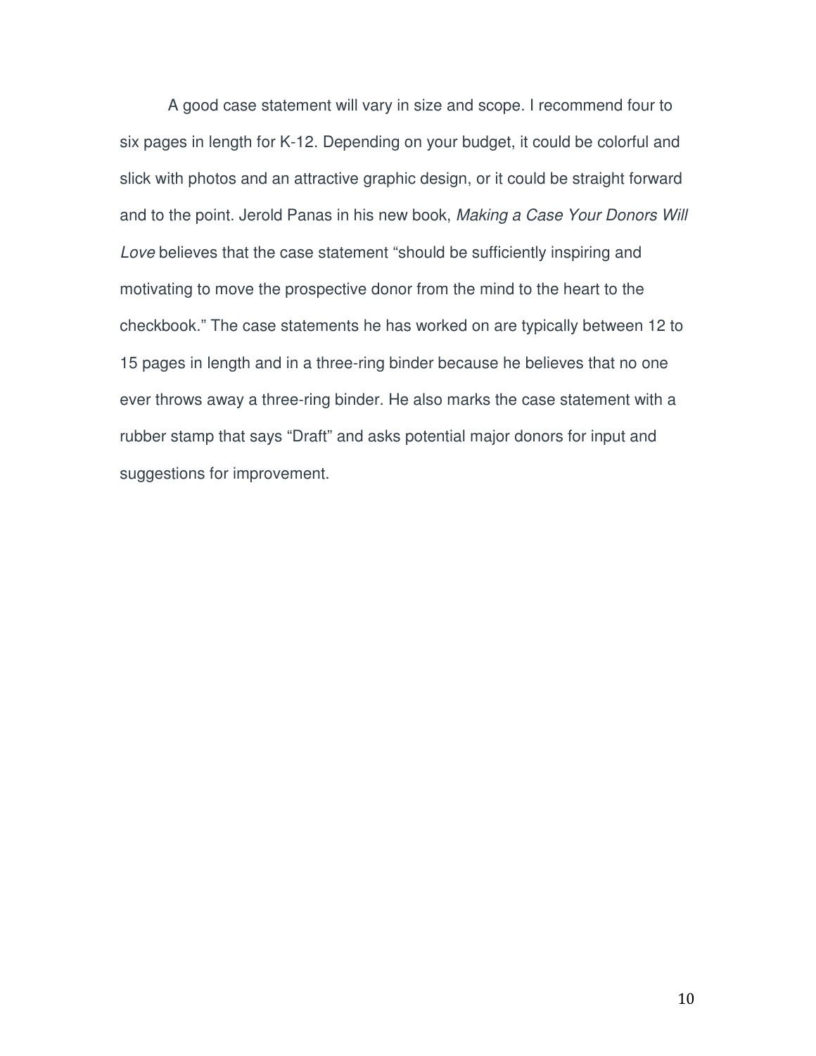A good case statement will vary in size and scope. I recommend four to six pages in length for K-12. Depending on your budget, it could be colorful and slick with photos and an attractive graphic design, or it could be straight forward and to the point. Jerold Panas in his new book, *Making a Case Your Donors Will Love* believes that the case statement "should be sufficiently inspiring and motivating to move the prospective donor from the mind to the heart to the checkbook." The case statements he has worked on are typically between 12 to 15 pages in length and in a three-ring binder because he believes that no one ever throws away a three-ring binder. He also marks the case statement with a rubber stamp that says "Draft" and asks potential major donors for input and suggestions for improvement.